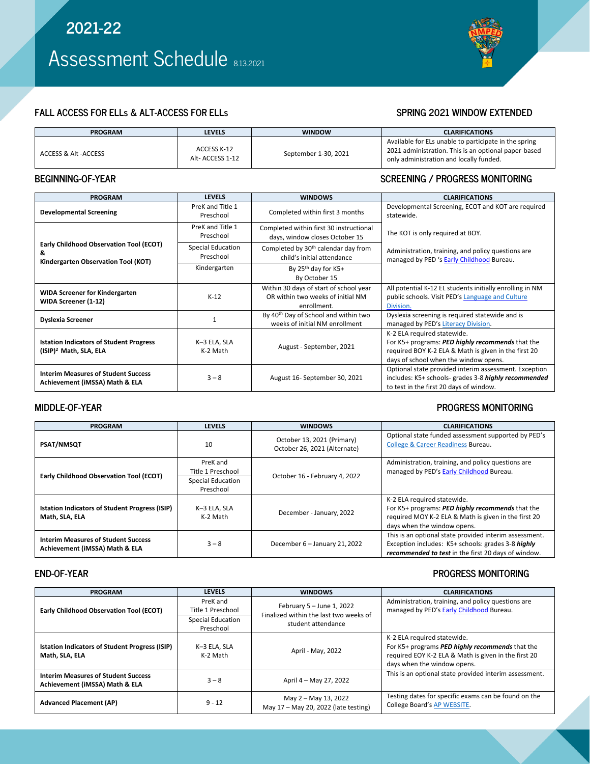# 2021-22

# Assessment Schedule 8.13.2021

## FALL ACCESS FOR ELLs & ALT-ACCESS FOR ELLs — SPRING 2021 WINDOW EXTENDED

| PROGRAM | LEVELS | WINDOW | CLARIFICATIONS |
|---|---|---|---|
| ACCESS & Alt -ACCESS | ACCESS K-12<br>Alt- ACCESS 1-12 | September 1-30, 2021 | Available for ELs unable to participate in the spring 2021 administration. This is an optional paper-based only administration and locally funded. |

## BEGINNING-OF-YEAR — SCREENING / PROGRESS MONITORING

| PROGRAM | LEVELS | WINDOWS | CLARIFICATIONS |
|---|---|---|---|
| **Developmental Screening** | PreK and Title 1 Preschool | Completed within first 3 months | Developmental Screening, ECOT and KOT are required statewide. |
| **Early Childhood Observation Tool (ECOT) & Kindergarten Observation Tool (KOT)** | PreK and Title 1 Preschool | Completed within first 30 instructional days, window closes October 15 | The KOT is only required at BOY. |
| | Special Education Preschool | Completed by 30th calendar day from child's initial attendance | Administration, training, and policy questions are managed by PED 's Early Childhood Bureau. |
| | Kindergarten | By 25th day for K5+<br>By October 15 | |
| **WIDA Screener for Kindergarten**<br>**WIDA Screener (1-12)** | K-12 | Within 30 days of start of school year OR within two weeks of initial NM enrollment. | All potential K-12 EL students initially enrolling in NM public schools. Visit PED's Language and Culture Division. |
| **Dyslexia Screener** | 1 | By 40th Day of School and within two weeks of initial NM enrollment | Dyslexia screening is required statewide and is managed by PED's Literacy Division. |
| **Istation Indicators of Student Progress (ISIP)[2] Math, SLA, ELA** | K–3 ELA, SLA<br>K-2 Math | August - September, 2021 | K-2 ELA required statewide.<br>For K5+ programs: ***PED highly recommends*** that the required BOY K-2 ELA & Math is given in the first 20 days of school when the window opens. |
| **Interim Measures of Student Success Achievement (iMSSA) Math & ELA** | 3 – 8 | August 16- September 30, 2021 | Optional state provided interim assessment. Exception includes: K5+ schools- grades 3-8 ***highly recommended*** to test in the first 20 days of window. |

## MIDDLE-OF-YEAR — PROGRESS MONITORING

| PROGRAM | LEVELS | WINDOWS | CLARIFICATIONS |
|---|---|---|---|
| **PSAT/NMSQT** | 10 | October 13, 2021 (Primary)<br>October 26, 2021 (Alternate) | Optional state funded assessment supported by PED's College & Career Readiness Bureau. |
| **Early Childhood Observation Tool (ECOT)** | PreK and Title 1 Preschool<br>Special Education Preschool | October 16 - February 4, 2022 | Administration, training, and policy questions are managed by PED's Early Childhood Bureau. |
| **Istation Indicators of Student Progress (ISIP) Math, SLA, ELA** | K–3 ELA, SLA<br>K-2 Math | December - January, 2022 | K-2 ELA required statewide.<br>For K5+ programs: ***PED highly recommends*** that the required MOY K-2 ELA & Math is given in the first 20 days when the window opens. |
| **Interim Measures of Student Success Achievement (iMSSA) Math & ELA** | 3 – 8 | December 6 – January 21, 2022 | This is an optional state provided interim assessment. Exception includes: K5+ schools: grades 3-8 ***highly recommended to test*** in the first 20 days of window. |

## END-OF-YEAR — PROGRESS MONITORING

| PROGRAM | LEVELS | WINDOWS | CLARIFICATIONS |
|---|---|---|---|
| **Early Childhood Observation Tool (ECOT)** | PreK and Title 1 Preschool<br>Special Education Preschool | February 5 – June 1, 2022<br>Finalized within the last two weeks of student attendance | Administration, training, and policy questions are managed by PED's Early Childhood Bureau. |
| **Istation Indicators of Student Progress (ISIP) Math, SLA, ELA** | K–3 ELA, SLA<br>K-2 Math | April - May, 2022 | K-2 ELA required statewide.<br>For K5+ programs ***PED highly recommends*** that the required EOY K-2 ELA & Math is given in the first 20 days when the window opens. |
| **Interim Measures of Student Success Achievement (iMSSA) Math & ELA** | 3 – 8 | April 4 – May 27, 2022 | This is an optional state provided interim assessment. |
| **Advanced Placement (AP)** | 9 - 12 | May 2 – May 13, 2022<br>May 17 – May 20, 2022 (late testing) | Testing dates for specific exams can be found on the College Board's AP WEBSITE. |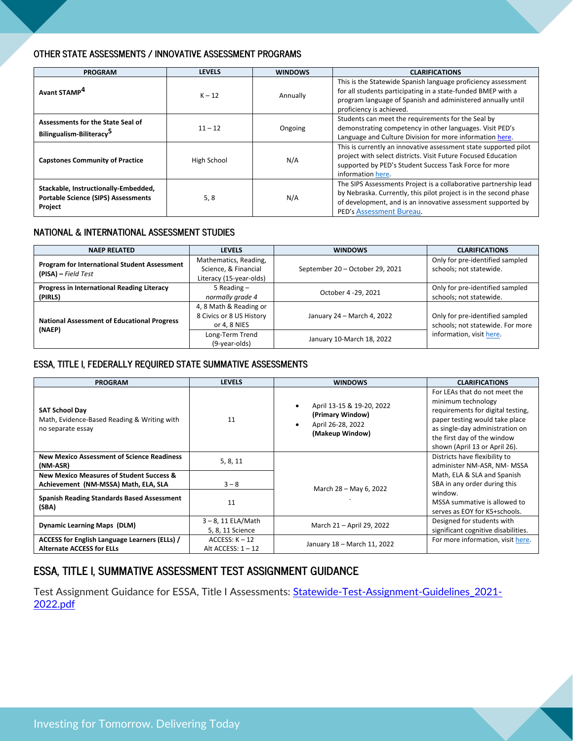## OTHER STATE ASSESSMENTS / INNOVATIVE ASSESSMENT PROGRAMS

| PROGRAM | LEVELS | WINDOWS | CLARIFICATIONS |
|---|---|---|---|
| **Avant STAMP**[4] | K – 12 | Annually | This is the Statewide Spanish language proficiency assessment for all students participating in a state-funded BMEP with a program language of Spanish and administered annually until proficiency is achieved. |
| **Assessments for the State Seal of Bilingualism-Biliteracy**[5] | 11 – 12 | Ongoing | Students can meet the requirements for the Seal by demonstrating competency in other languages. Visit PED's Language and Culture Division for more information here. |
| **Capstones Community of Practice** | High School | N/A | This is currently an innovative assessment state supported pilot project with select districts. Visit Future Focused Education supported by PED's Student Success Task Force for more information here. |
| **Stackable, Instructionally-Embedded, Portable Science (SIPS) Assessments Project** | 5, 8 | N/A | The SIPS Assessments Project is a collaborative partnership lead by Nebraska. Currently, this pilot project is in the second phase of development, and is an innovative assessment supported by PED's Assessment Bureau. |

## NATIONAL & INTERNATIONAL ASSESSMENT STUDIES

| NAEP RELATED | LEVELS | WINDOWS | CLARIFICATIONS |
|---|---|---|---|
| **Program for International Student Assessment (PISA) –** *Field Test* | Mathematics, Reading, Science, & Financial Literacy (15-year-olds) | September 20 – October 29, 2021 | Only for pre-identified sampled schools; not statewide. |
| **Progress in International Reading Literacy (PIRLS)** | 5 Reading – *normally grade 4* | October 4 -29, 2021 | Only for pre-identified sampled schools; not statewide. |
| **National Assessment of Educational Progress (NAEP)** | 4, 8 Math & Reading or 8 Civics or 8 US History or 4, 8 NIES | January 24 – March 4, 2022 | Only for pre-identified sampled schools; not statewide. For more information, visit here. |
| | Long-Term Trend (9-year-olds) | January 10-March 18, 2022 | |

## ESSA, TITLE I, FEDERALLY REQUIRED STATE SUMMATIVE ASSESSMENTS

| PROGRAM | LEVELS | WINDOWS | CLARIFICATIONS |
|---|---|---|---|
| **SAT School Day** Math, Evidence-Based Reading & Writing with no separate essay | 11 | • April 13-15 & 19-20, 2022 **(Primary Window)** • April 26-28, 2022 **(Makeup Window)** | For LEAs that do not meet the minimum technology requirements for digital testing, paper testing would take place as single-day administration on the first day of the window shown (April 13 or April 26). |
| **New Mexico Assessment of Science Readiness (NM-ASR)** | 5, 8, 11 | March 28 – May 6, 2022 | Districts have flexibility to administer NM-ASR, NM- MSSA Math, ELA & SLA and Spanish SBA in any order during this window. MSSA summative is allowed to serves as EOY for K5+schools. |
| **New Mexico Measures of Student Success & Achievement (NM-MSSA) Math, ELA, SLA** | 3 – 8 | | |
| **Spanish Reading Standards Based Assessment (SBA)** | 11 | | |
| **Dynamic Learning Maps (DLM)** | 3 – 8, 11 ELA/Math 5, 8, 11 Science | March 21 – April 29, 2022 | Designed for students with significant cognitive disabilities. |
| **ACCESS for English Language Learners (ELLs) / Alternate ACCESS for ELLs** | ACCESS: K – 12 Alt ACCESS: 1 – 12 | January 18 – March 11, 2022 | For more information, visit here. |

## ESSA, TITLE I, SUMMATIVE ASSESSMENT TEST ASSIGNMENT GUIDANCE

Test Assignment Guidance for ESSA, Title I Assessments: Statewide-Test-Assignment-Guidelines_2021-2022.pdf